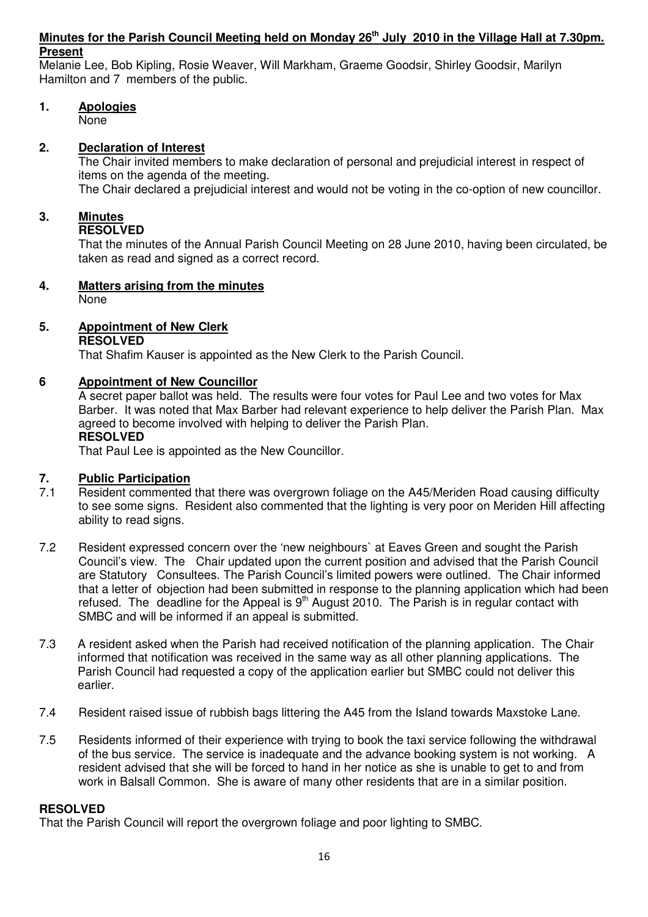**Minutes for the Parish Council Meeting held on Monday 26th July 2010 in the Village Hall at 7.30pm.**

**Present**

Melanie Lee, Bob Kipling, Rosie Weaver, Will Markham, Graeme Goodsir, Shirley Goodsir, Marilyn Hamilton and 7 members of the public.

**1. Apologies**

None

**2. Declaration of Interest**

The Chair invited members to make declaration of personal and prejudicial interest in respect of items on the agenda of the meeting.

The Chair declared a prejudicial interest and would not be voting in the co-option of new councillor.

**3. Minutes**

**RESOLVED**

That the minutes of the Annual Parish Council Meeting on 28 June 2010, having been circulated, be taken as read and signed as a correct record.

**4. Matters arising from the minutes**

None

**5. Appointment of New Clerk**

**RESOLVED**

That Shafim Kauser is appointed as the New Clerk to the Parish Council.

**6 Appointment of New Councillor**

A secret paper ballot was held. The results were four votes for Paul Lee and two votes for Max Barber. It was noted that Max Barber had relevant experience to help deliver the Parish Plan. Max agreed to become involved with helping to deliver the Parish Plan.

**RESOLVED**

That Paul Lee is appointed as the New Councillor.

**7. Public Participation**

7.1 Resident commented that there was overgrown foliage on the A45/Meriden Road causing difficulty to see some signs. Resident also commented that the lighting is very poor on Meriden Hill affecting ability to read signs.

7.2 Resident expressed concern over the 'new neighbours` at Eaves Green and sought the Parish Council's view. The Chair updated upon the current position and advised that the Parish Council are Statutory Consultees. The Parish Council's limited powers were outlined. The Chair informed that a letter of objection had been submitted in response to the planning application which had been refused. The deadline for the Appeal is 9th August 2010. The Parish is in regular contact with SMBC and will be informed if an appeal is submitted.

7.3 A resident asked when the Parish had received notification of the planning application. The Chair informed that notification was received in the same way as all other planning applications. The Parish Council had requested a copy of the application earlier but SMBC could not deliver this earlier.

7.4 Resident raised issue of rubbish bags littering the A45 from the Island towards Maxstoke Lane.

7.5 Residents informed of their experience with trying to book the taxi service following the withdrawal of the bus service. The service is inadequate and the advance booking system is not working. A resident advised that she will be forced to hand in her notice as she is unable to get to and from work in Balsall Common. She is aware of many other residents that are in a similar position.

**RESOLVED**

That the Parish Council will report the overgrown foliage and poor lighting to SMBC.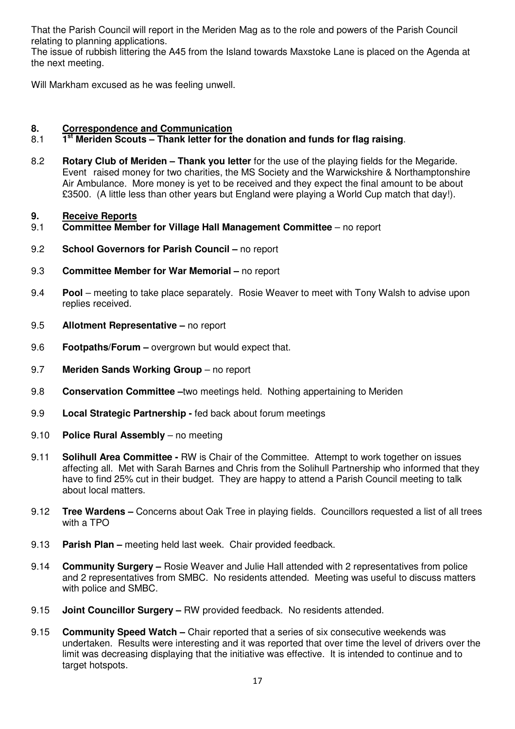That the Parish Council will report in the Meriden Mag as to the role and powers of the Parish Council relating to planning applications.
The issue of rubbish littering the A45 from the Island towards Maxstoke Lane is placed on the Agenda at the next meeting.

Will Markham excused as he was feeling unwell.

## 8. Correspondence and Communication

8.1 **1st Meriden Scouts – Thank letter for the donation and funds for flag raising**.

8.2 **Rotary Club of Meriden – Thank you letter** for the use of the playing fields for the Megaride. Event raised money for two charities, the MS Society and the Warwickshire & Northamptonshire Air Ambulance. More money is yet to be received and they expect the final amount to be about £3500. (A little less than other years but England were playing a World Cup match that day!).

## 9. Receive Reports

9.1 **Committee Member for Village Hall Management Committee** – no report

9.2 **School Governors for Parish Council –** no report

9.3 **Committee Member for War Memorial –** no report

9.4 **Pool** – meeting to take place separately. Rosie Weaver to meet with Tony Walsh to advise upon replies received.

9.5 **Allotment Representative –** no report

9.6 **Footpaths/Forum –** overgrown but would expect that.

9.7 **Meriden Sands Working Group** – no report

9.8 **Conservation Committee –**two meetings held. Nothing appertaining to Meriden

9.9 **Local Strategic Partnership -** fed back about forum meetings

9.10 **Police Rural Assembly** – no meeting

9.11 **Solihull Area Committee -** RW is Chair of the Committee. Attempt to work together on issues affecting all. Met with Sarah Barnes and Chris from the Solihull Partnership who informed that they have to find 25% cut in their budget. They are happy to attend a Parish Council meeting to talk about local matters.

9.12 **Tree Wardens –** Concerns about Oak Tree in playing fields. Councillors requested a list of all trees with a TPO

9.13 **Parish Plan –** meeting held last week. Chair provided feedback.

9.14 **Community Surgery –** Rosie Weaver and Julie Hall attended with 2 representatives from police and 2 representatives from SMBC. No residents attended. Meeting was useful to discuss matters with police and SMBC.

9.15 **Joint Councillor Surgery –** RW provided feedback. No residents attended.

9.15 **Community Speed Watch –** Chair reported that a series of six consecutive weekends was undertaken. Results were interesting and it was reported that over time the level of drivers over the limit was decreasing displaying that the initiative was effective. It is intended to continue and to target hotspots.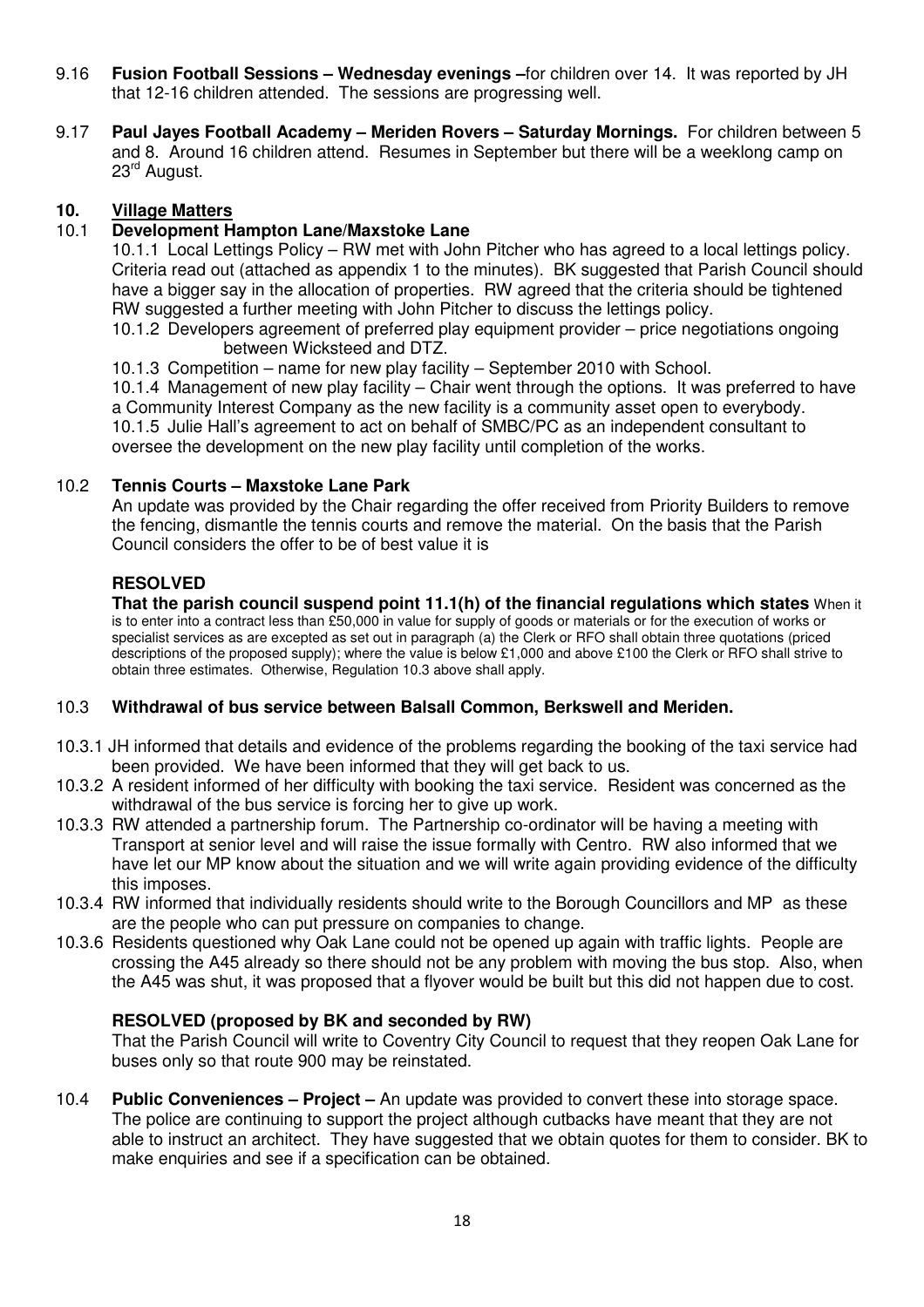9.16 **Fusion Football Sessions – Wednesday evenings –** for children over 14. It was reported by JH that 12-16 children attended. The sessions are progressing well.

9.17 **Paul Jayes Football Academy – Meriden Rovers – Saturday Mornings.** For children between 5 and 8. Around 16 children attend. Resumes in September but there will be a weeklong camp on 23rd August.

## 10. Village Matters

### 10.1 Development Hampton Lane/Maxstoke Lane

10.1.1 Local Lettings Policy – RW met with John Pitcher who has agreed to a local lettings policy. Criteria read out (attached as appendix 1 to the minutes). BK suggested that Parish Council should have a bigger say in the allocation of properties. RW agreed that the criteria should be tightened RW suggested a further meeting with John Pitcher to discuss the lettings policy.

10.1.2 Developers agreement of preferred play equipment provider – price negotiations ongoing between Wicksteed and DTZ.

10.1.3 Competition – name for new play facility – September 2010 with School.

10.1.4 Management of new play facility – Chair went through the options. It was preferred to have a Community Interest Company as the new facility is a community asset open to everybody.

10.1.5 Julie Hall's agreement to act on behalf of SMBC/PC as an independent consultant to oversee the development on the new play facility until completion of the works.

### 10.2 Tennis Courts – Maxstoke Lane Park

An update was provided by the Chair regarding the offer received from Priority Builders to remove the fencing, dismantle the tennis courts and remove the material. On the basis that the Parish Council considers the offer to be of best value it is

**RESOLVED**

**That the parish council suspend point 11.1(h) of the financial regulations which states** When it is to enter into a contract less than £50,000 in value for supply of goods or materials or for the execution of works or specialist services as are excepted as set out in paragraph (a) the Clerk or RFO shall obtain three quotations (priced descriptions of the proposed supply); where the value is below £1,000 and above £100 the Clerk or RFO shall strive to obtain three estimates. Otherwise, Regulation 10.3 above shall apply.

### 10.3 Withdrawal of bus service between Balsall Common, Berkswell and Meriden.

10.3.1 JH informed that details and evidence of the problems regarding the booking of the taxi service had been provided. We have been informed that they will get back to us.

10.3.2 A resident informed of her difficulty with booking the taxi service. Resident was concerned as the withdrawal of the bus service is forcing her to give up work.

10.3.3 RW attended a partnership forum. The Partnership co-ordinator will be having a meeting with Transport at senior level and will raise the issue formally with Centro. RW also informed that we have let our MP know about the situation and we will write again providing evidence of the difficulty this imposes.

10.3.4 RW informed that individually residents should write to the Borough Councillors and MP as these are the people who can put pressure on companies to change.

10.3.6 Residents questioned why Oak Lane could not be opened up again with traffic lights. People are crossing the A45 already so there should not be any problem with moving the bus stop. Also, when the A45 was shut, it was proposed that a flyover would be built but this did not happen due to cost.

**RESOLVED (proposed by BK and seconded by RW)**

That the Parish Council will write to Coventry City Council to request that they reopen Oak Lane for buses only so that route 900 may be reinstated.

10.4 **Public Conveniences – Project –** An update was provided to convert these into storage space. The police are continuing to support the project although cutbacks have meant that they are not able to instruct an architect. They have suggested that we obtain quotes for them to consider. BK to make enquiries and see if a specification can be obtained.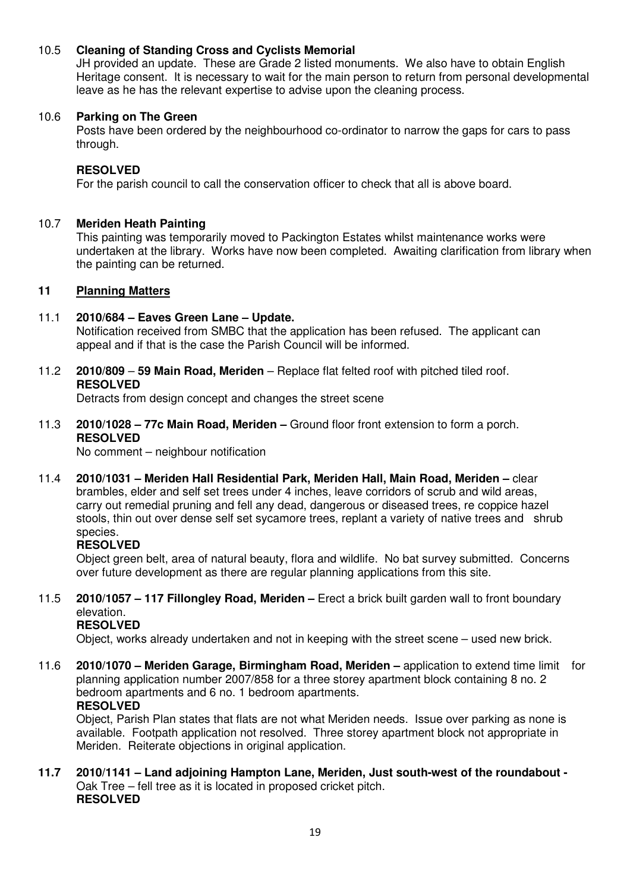10.5 **Cleaning of Standing Cross and Cyclists Memorial**
JH provided an update. These are Grade 2 listed monuments. We also have to obtain English Heritage consent. It is necessary to wait for the main person to return from personal developmental leave as he has the relevant expertise to advise upon the cleaning process.

10.6 **Parking on The Green**
Posts have been ordered by the neighbourhood co-ordinator to narrow the gaps for cars to pass through.

**RESOLVED**
For the parish council to call the conservation officer to check that all is above board.

10.7 **Meriden Heath Painting**
This painting was temporarily moved to Packington Estates whilst maintenance works were undertaken at the library. Works have now been completed. Awaiting clarification from library when the painting can be returned.

## 11 Planning Matters

11.1 **2010/684 – Eaves Green Lane – Update.**
Notification received from SMBC that the application has been refused. The applicant can appeal and if that is the case the Parish Council will be informed.

11.2 **2010/809** – **59 Main Road, Meriden** – Replace flat felted roof with pitched tiled roof.
**RESOLVED**
Detracts from design concept and changes the street scene

11.3 **2010/1028 – 77c Main Road, Meriden –** Ground floor front extension to form a porch.
**RESOLVED**
No comment – neighbour notification

11.4 **2010/1031 – Meriden Hall Residential Park, Meriden Hall, Main Road, Meriden –** clear brambles, elder and self set trees under 4 inches, leave corridors of scrub and wild areas, carry out remedial pruning and fell any dead, dangerous or diseased trees, re coppice hazel stools, thin out over dense self set sycamore trees, replant a variety of native trees and shrub species.
**RESOLVED**
Object green belt, area of natural beauty, flora and wildlife. No bat survey submitted. Concerns over future development as there are regular planning applications from this site.

11.5 **2010/1057 – 117 Fillongley Road, Meriden –** Erect a brick built garden wall to front boundary elevation.
**RESOLVED**
Object, works already undertaken and not in keeping with the street scene – used new brick.

11.6 **2010/1070 – Meriden Garage, Birmingham Road, Meriden –** application to extend time limit for planning application number 2007/858 for a three storey apartment block containing 8 no. 2 bedroom apartments and 6 no. 1 bedroom apartments.
**RESOLVED**
Object, Parish Plan states that flats are not what Meriden needs. Issue over parking as none is available. Footpath application not resolved. Three storey apartment block not appropriate in Meriden. Reiterate objections in original application.

**11.7 2010/1141 – Land adjoining Hampton Lane, Meriden, Just south-west of the roundabout -**
Oak Tree – fell tree as it is located in proposed cricket pitch.
**RESOLVED**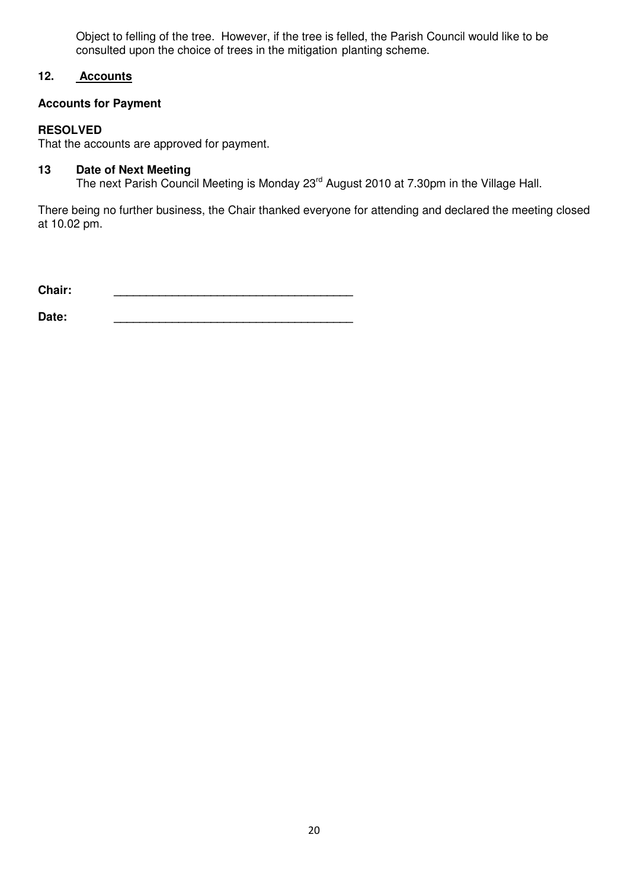Object to felling of the tree. However, if the tree is felled, the Parish Council would like to be consulted upon the choice of trees in the mitigation planting scheme.

## 12. Accounts

**Accounts for Payment**

**RESOLVED**

That the accounts are approved for payment.

## 13 Date of Next Meeting

The next Parish Council Meeting is Monday 23rd August 2010 at 7.30pm in the Village Hall.

There being no further business, the Chair thanked everyone for attending and declared the meeting closed at 10.02 pm.

**Chair:** ____________________________________

**Date:** ____________________________________